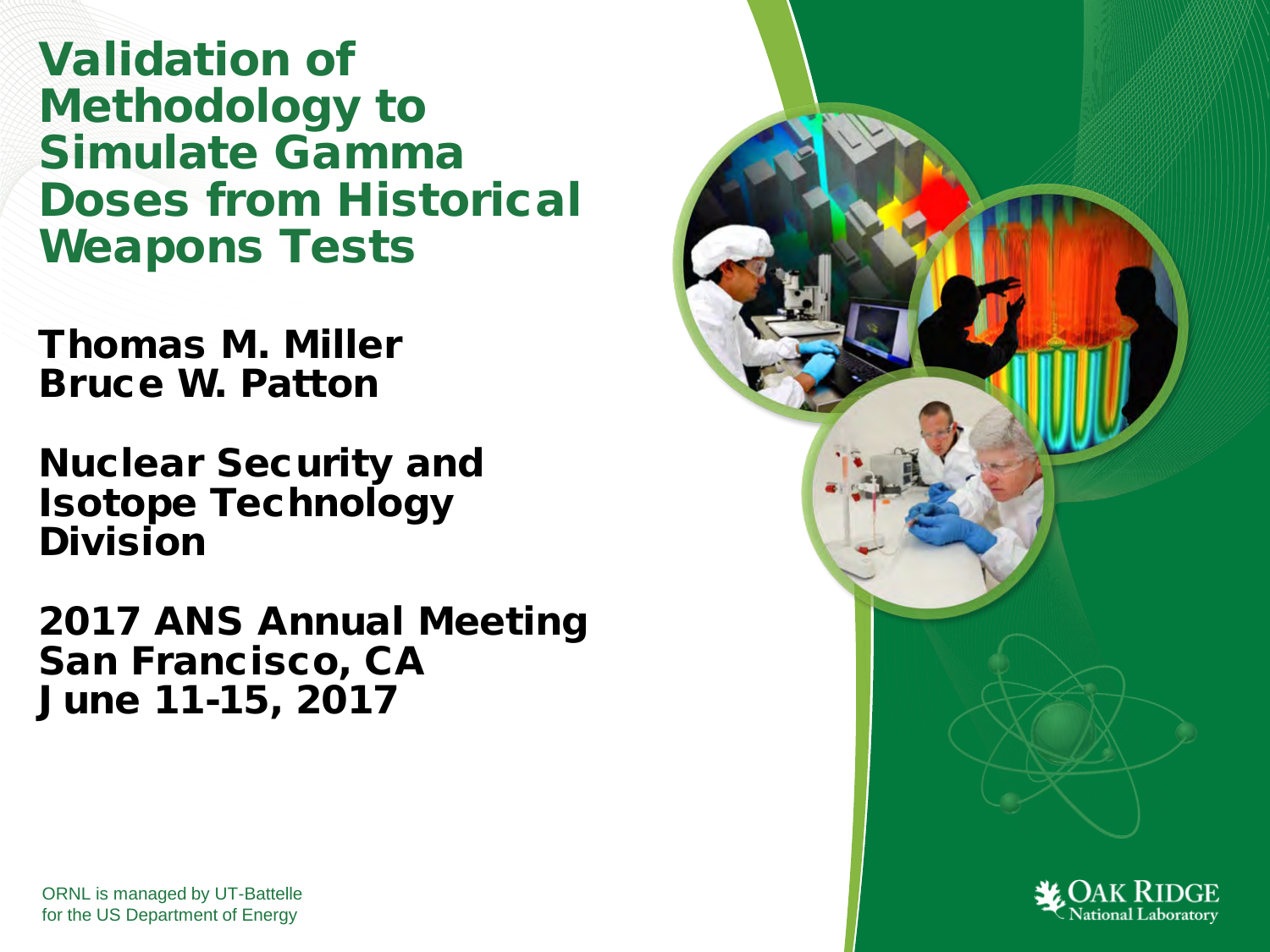# Validation of Methodology to Simulate Gamma Doses from Historical Weapons Tests

**Thomas M. Miller**
**Bruce W. Patton**

**Nuclear Security and Isotope Technology Division**

**2017 ANS Annual Meeting**
**San Francisco, CA**
**June 11-15, 2017**

ORNL is managed by UT-Battelle
for the US Department of Energy

Oak Ridge National Laboratory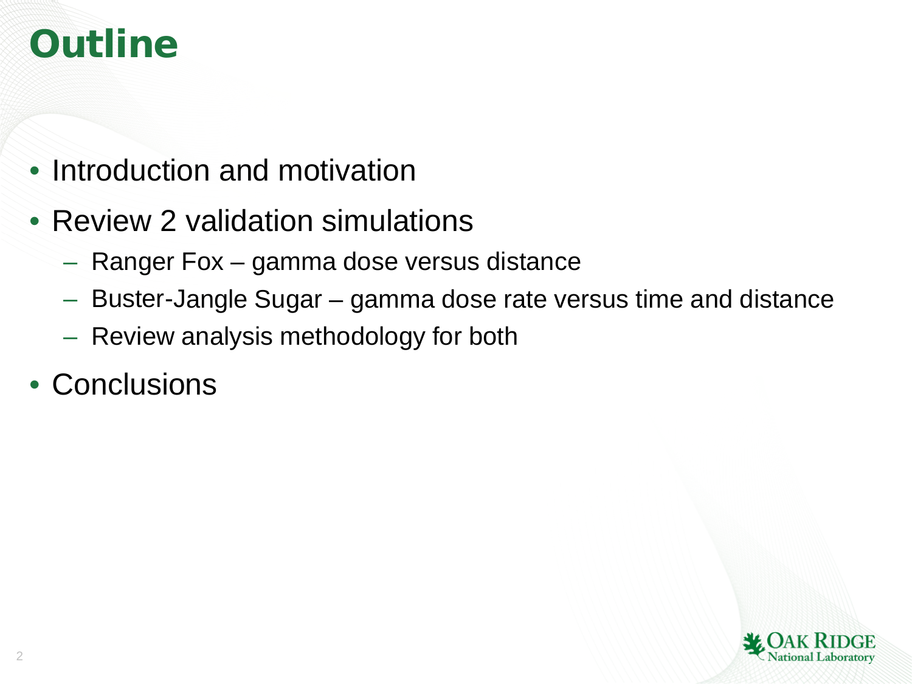# Outline

- Introduction and motivation
- Review 2 validation simulations
  - Ranger Fox – gamma dose versus distance
  - Buster-Jangle Sugar – gamma dose rate versus time and distance
  - Review analysis methodology for both
- Conclusions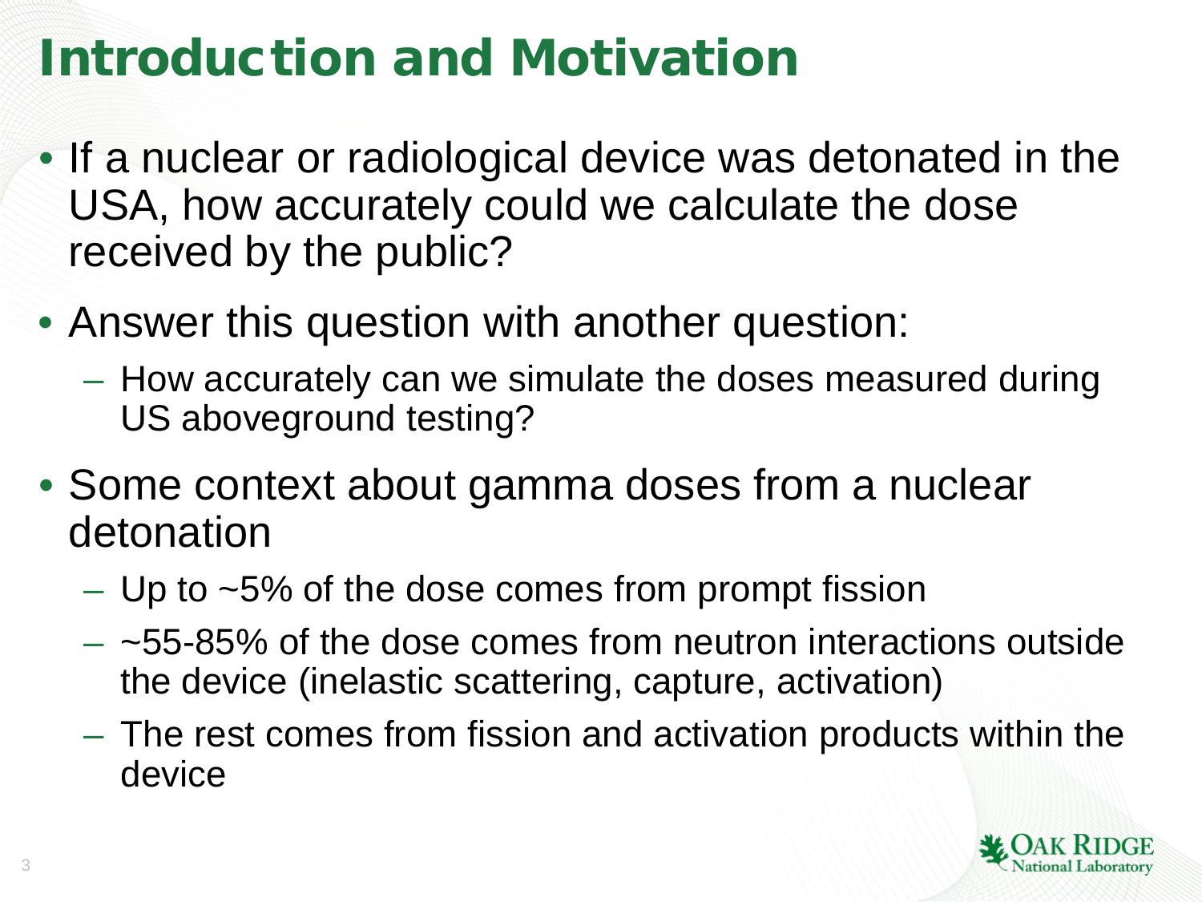# Introduction and Motivation

- If a nuclear or radiological device was detonated in the USA, how accurately could we calculate the dose received by the public?
- Answer this question with another question:
  - How accurately can we simulate the doses measured during US aboveground testing?
- Some context about gamma doses from a nuclear detonation
  - Up to ~5% of the dose comes from prompt fission
  - ~55-85% of the dose comes from neutron interactions outside the device (inelastic scattering, capture, activation)
  - The rest comes from fission and activation products within the device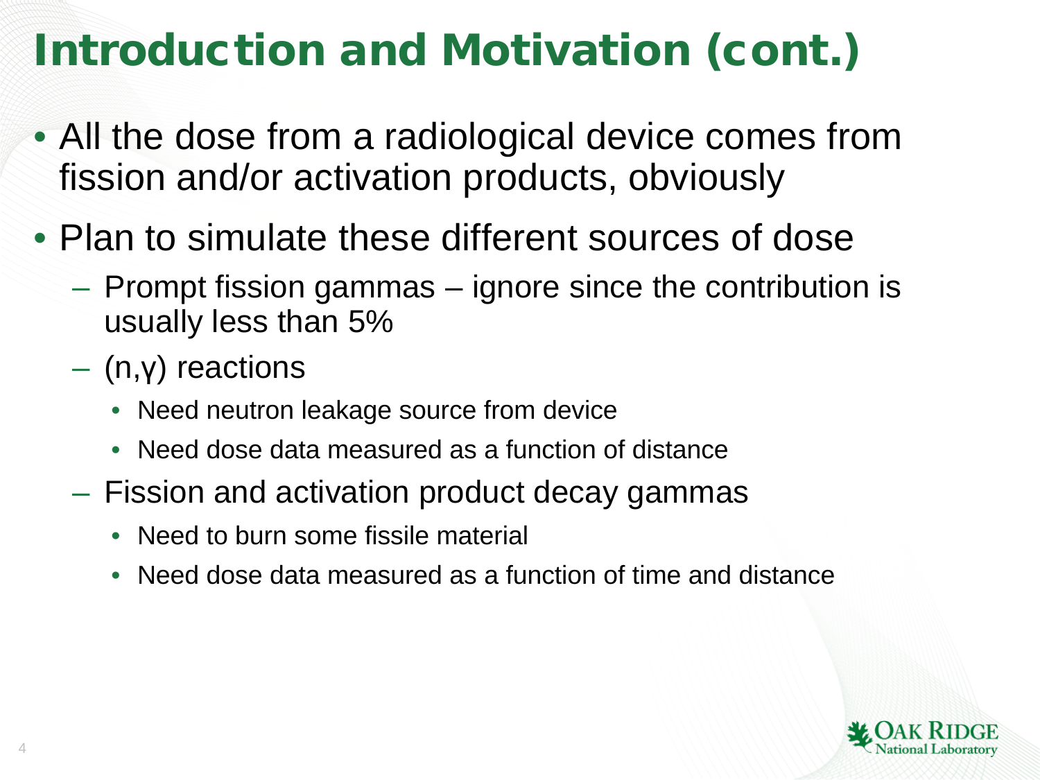# Introduction and Motivation (cont.)

- All the dose from a radiological device comes from fission and/or activation products, obviously
- Plan to simulate these different sources of dose
  - Prompt fission gammas – ignore since the contribution is usually less than 5%
  - (n,γ) reactions
    - Need neutron leakage source from device
    - Need dose data measured as a function of distance
  - Fission and activation product decay gammas
    - Need to burn some fissile material
    - Need dose data measured as a function of time and distance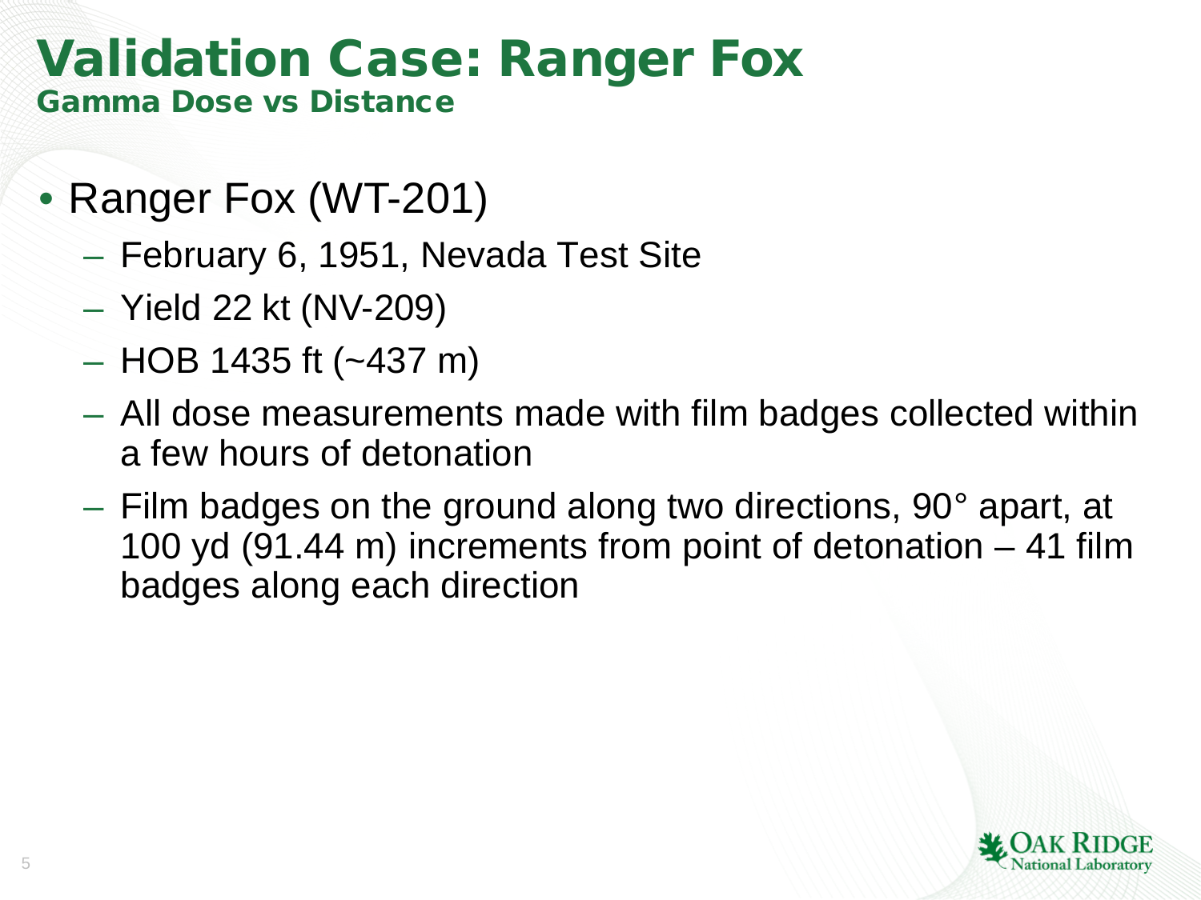# Validation Case: Ranger Fox

## Gamma Dose vs Distance

- Ranger Fox (WT-201)
  - February 6, 1951, Nevada Test Site
  - Yield 22 kt (NV-209)
  - HOB 1435 ft (~437 m)
  - All dose measurements made with film badges collected within a few hours of detonation
  - Film badges on the ground along two directions, 90° apart, at 100 yd (91.44 m) increments from point of detonation – 41 film badges along each direction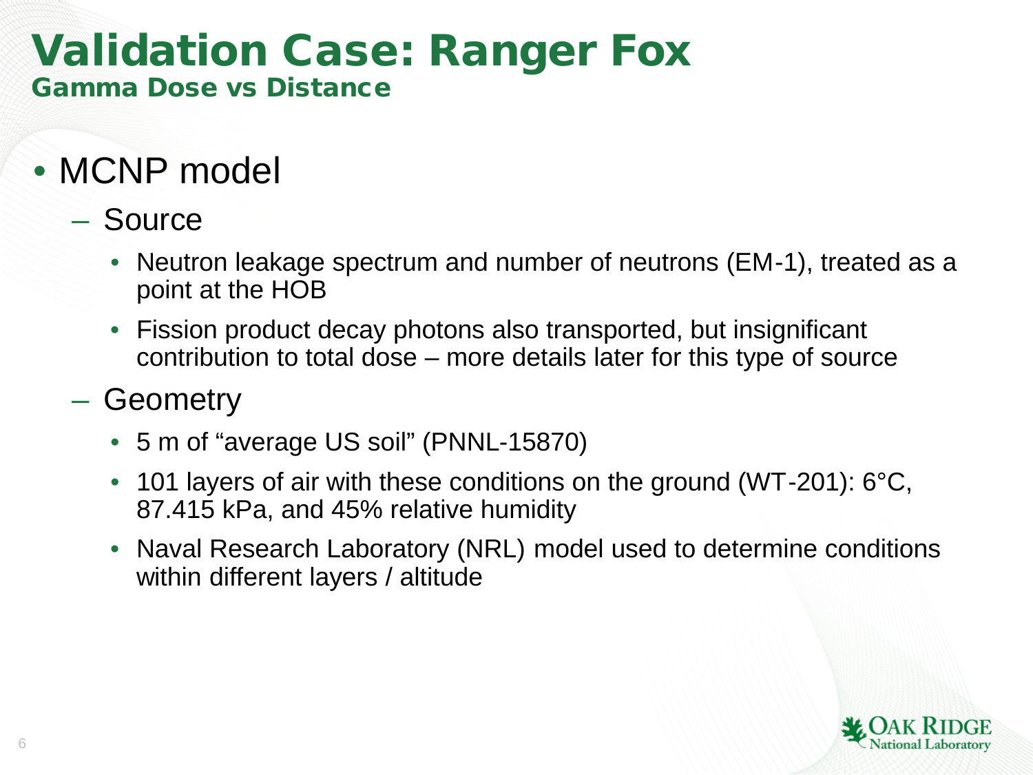# Validation Case: Ranger Fox

## Gamma Dose vs Distance

- MCNP model
  - Source
    - Neutron leakage spectrum and number of neutrons (EM-1), treated as a point at the HOB
    - Fission product decay photons also transported, but insignificant contribution to total dose – more details later for this type of source
  - Geometry
    - 5 m of “average US soil” (PNNL-15870)
    - 101 layers of air with these conditions on the ground (WT-201): 6°C, 87.415 kPa, and 45% relative humidity
    - Naval Research Laboratory (NRL) model used to determine conditions within different layers / altitude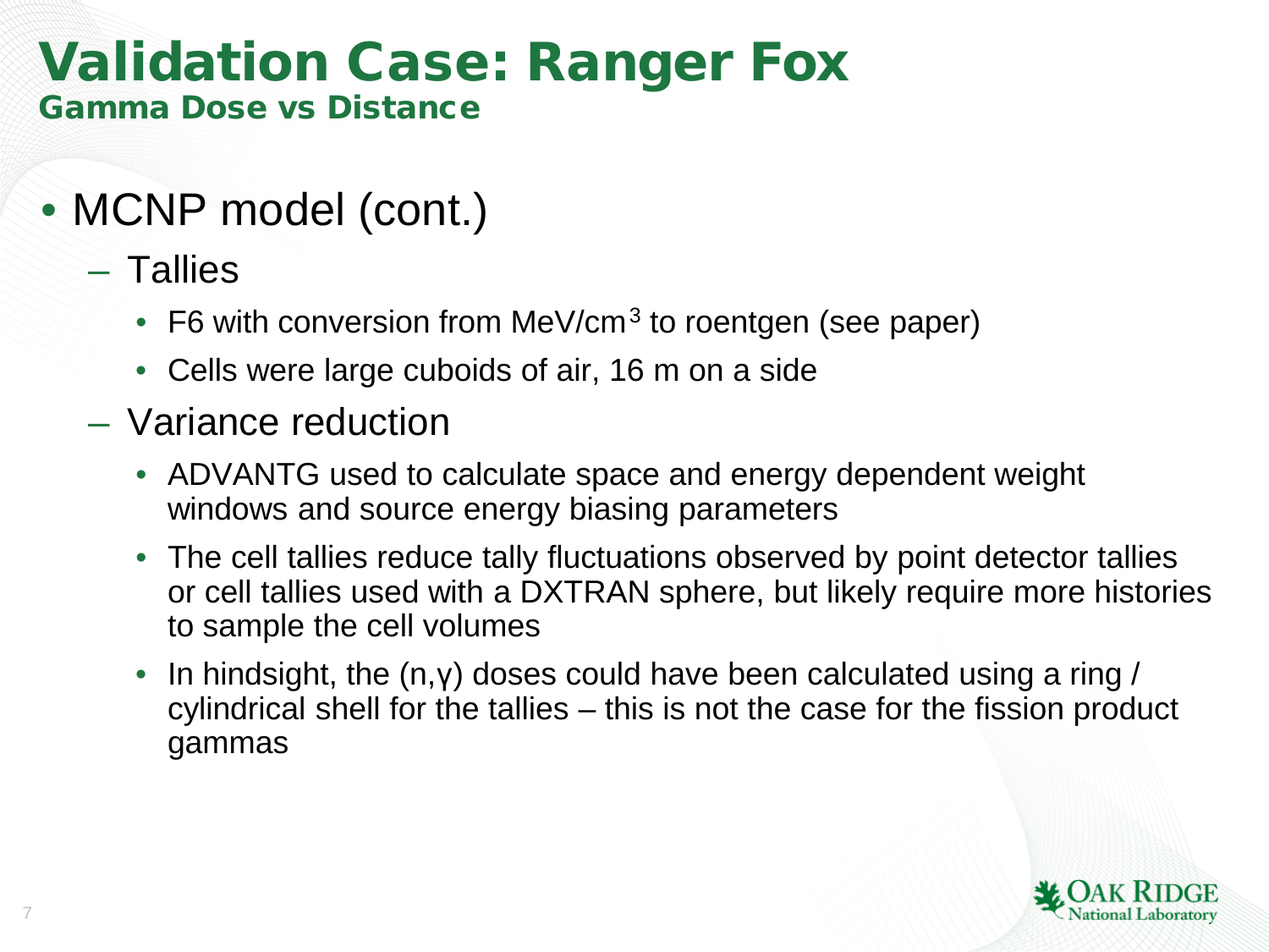# Validation Case: Ranger Fox

## Gamma Dose vs Distance

- MCNP model (cont.)
  - Tallies
    - F6 with conversion from MeV/cm$^3$ to roentgen (see paper)
    - Cells were large cuboids of air, 16 m on a side
  - Variance reduction
    - ADVANTG used to calculate space and energy dependent weight windows and source energy biasing parameters
    - The cell tallies reduce tally fluctuations observed by point detector tallies or cell tallies used with a DXTRAN sphere, but likely require more histories to sample the cell volumes
    - In hindsight, the (n,γ) doses could have been calculated using a ring / cylindrical shell for the tallies – this is not the case for the fission product gammas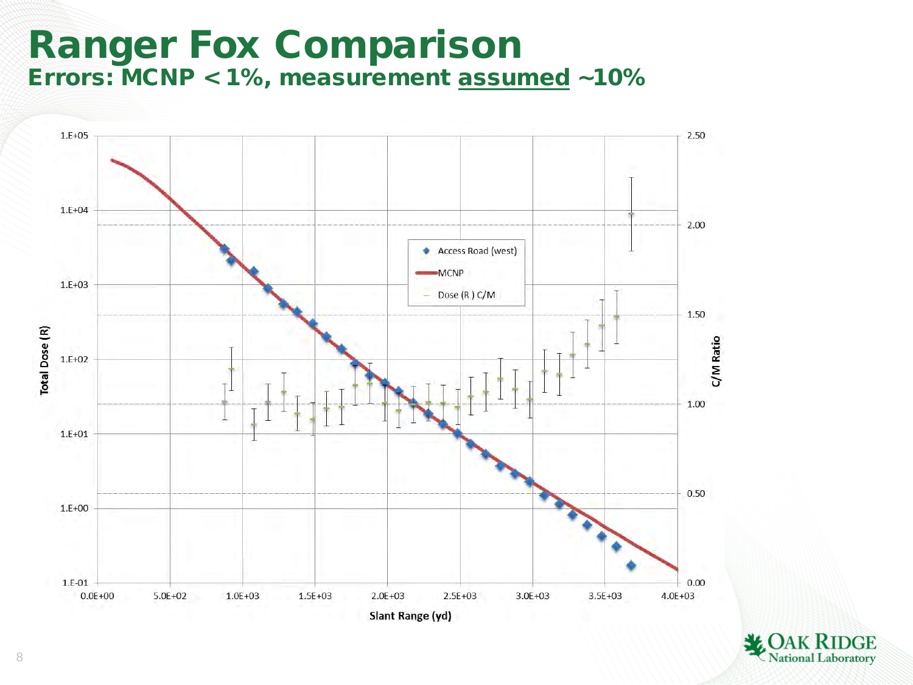# Ranger Fox Comparison

## Errors: MCNP < 1%, measurement assumed ~10%

Total Dose (R)

C/M Ratio

Slant Range (yd)

Access Road (west)

MCNP

Dose (R) C/M

1.E+05
1.E+04
1.E+03
1.E+02
1.E+01
1.E+00
1.E-01

2.50
2.00
1.50
1.00
0.50
0.00

0.0E+00
5.0E+02
1.0E+03
1.5E+03
2.0E+03
2.5E+03
3.0E+03
3.5E+03
4.0E+03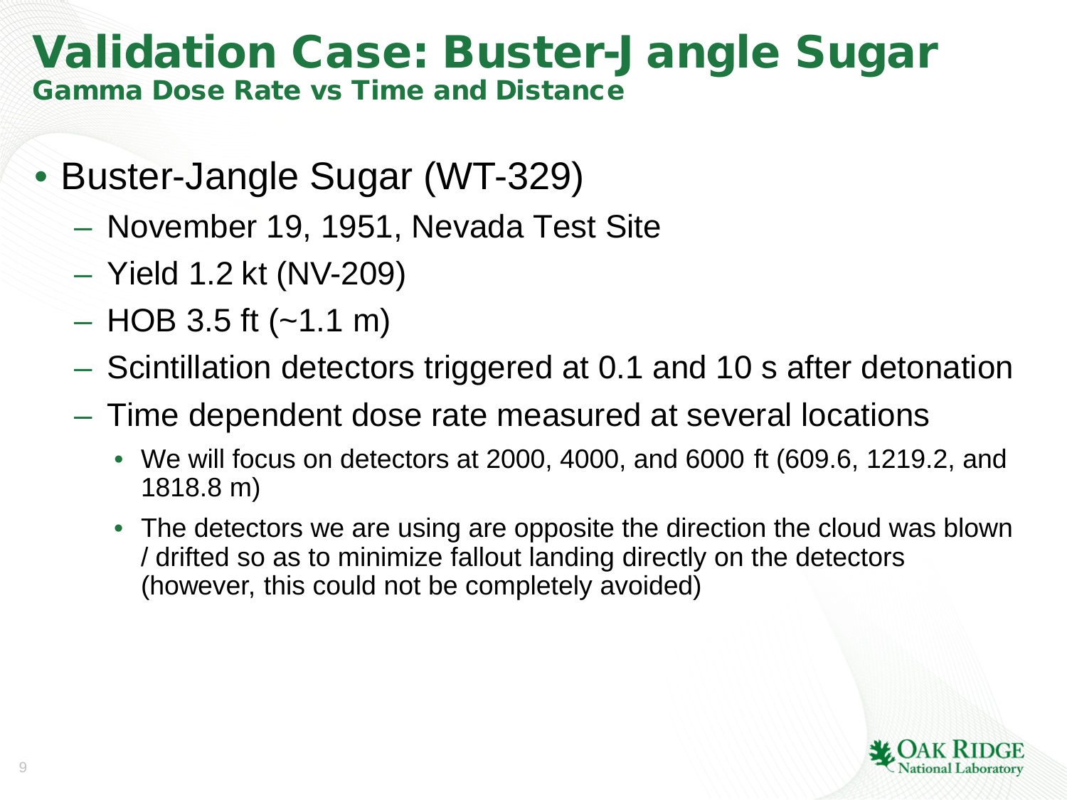# Validation Case: Buster-Jangle Sugar

## Gamma Dose Rate vs Time and Distance

- Buster-Jangle Sugar (WT-329)
  - November 19, 1951, Nevada Test Site
  - Yield 1.2 kt (NV-209)
  - HOB 3.5 ft (~1.1 m)
  - Scintillation detectors triggered at 0.1 and 10 s after detonation
  - Time dependent dose rate measured at several locations
    - We will focus on detectors at 2000, 4000, and 6000 ft (609.6, 1219.2, and 1818.8 m)
    - The detectors we are using are opposite the direction the cloud was blown / drifted so as to minimize fallout landing directly on the detectors (however, this could not be completely avoided)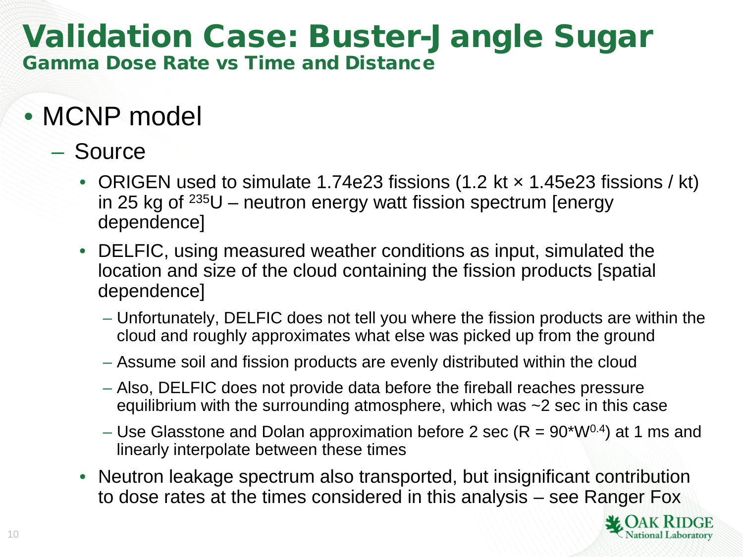# Validation Case: Buster-Jangle Sugar

## Gamma Dose Rate vs Time and Distance

- MCNP model
  - Source
    - ORIGEN used to simulate 1.74e23 fissions (1.2 kt × 1.45e23 fissions / kt) in 25 kg of $^{235}U$ – neutron energy watt fission spectrum [energy dependence]
    - DELFIC, using measured weather conditions as input, simulated the location and size of the cloud containing the fission products [spatial dependence]
      - Unfortunately, DELFIC does not tell you where the fission products are within the cloud and roughly approximates what else was picked up from the ground
      - Assume soil and fission products are evenly distributed within the cloud
      - Also, DELFIC does not provide data before the fireball reaches pressure equilibrium with the surrounding atmosphere, which was ~2 sec in this case
      - Use Glasstone and Dolan approximation before 2 sec ($R = 90*W^{0.4}$) at 1 ms and linearly interpolate between these times
    - Neutron leakage spectrum also transported, but insignificant contribution to dose rates at the times considered in this analysis – see Ranger Fox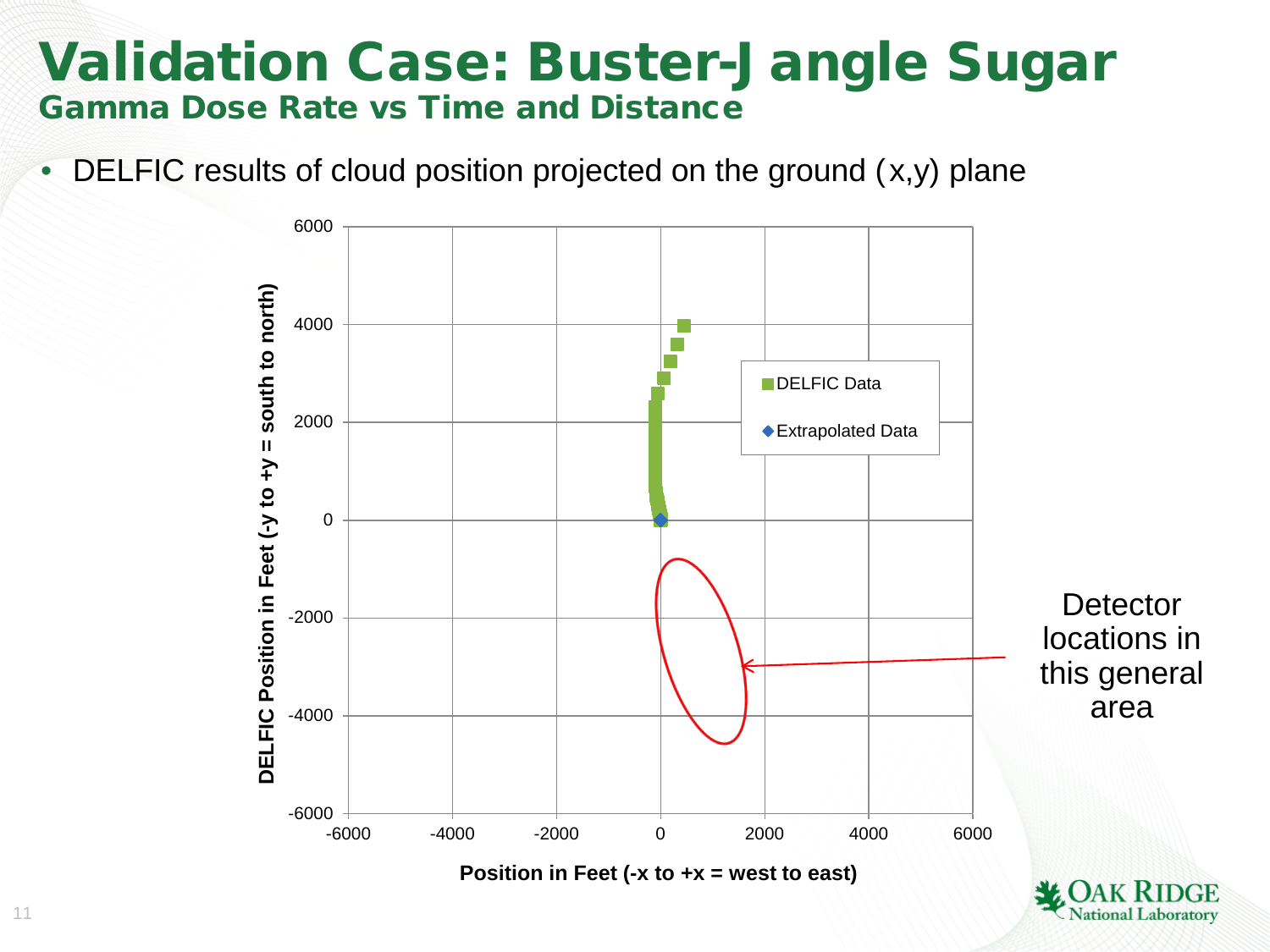# Validation Case: Buster-Jangle Sugar

## Gamma Dose Rate vs Time and Distance

- DELFIC results of cloud position projected on the ground (x,y) plane

Detector locations in this general area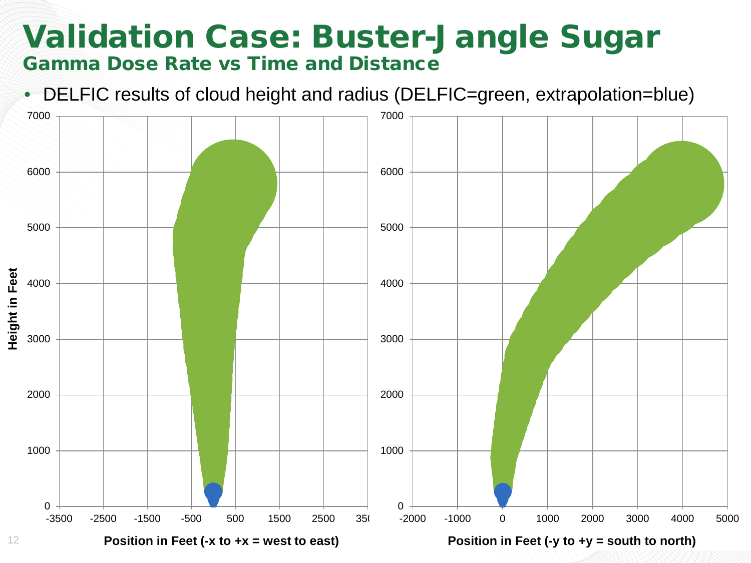# Validation Case: Buster-Jangle Sugar

## Gamma Dose Rate vs Time and Distance

- DELFIC results of cloud height and radius (DELFIC=green, extrapolation=blue)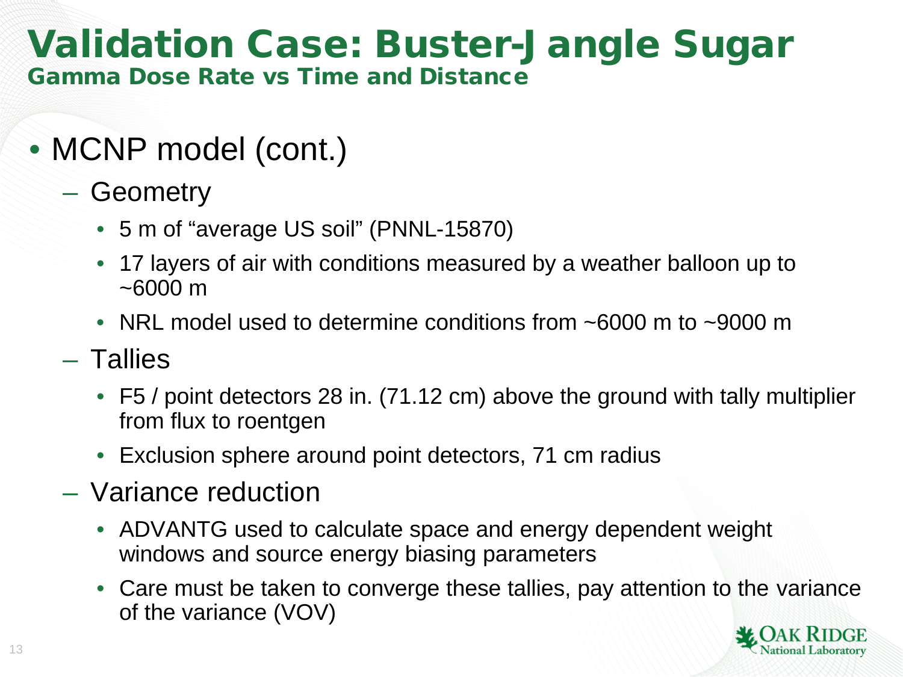# Validation Case: Buster-Jangle Sugar

## Gamma Dose Rate vs Time and Distance

- MCNP model (cont.)
  - Geometry
    - 5 m of "average US soil" (PNNL-15870)
    - 17 layers of air with conditions measured by a weather balloon up to ~6000 m
    - NRL model used to determine conditions from ~6000 m to ~9000 m
  - Tallies
    - F5 / point detectors 28 in. (71.12 cm) above the ground with tally multiplier from flux to roentgen
    - Exclusion sphere around point detectors, 71 cm radius
  - Variance reduction
    - ADVANTG used to calculate space and energy dependent weight windows and source energy biasing parameters
    - Care must be taken to converge these tallies, pay attention to the variance of the variance (VOV)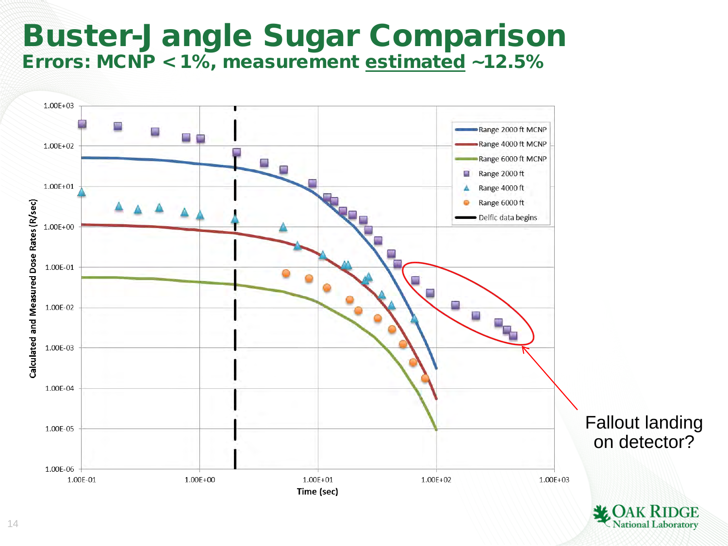# Buster-Jangle Sugar Comparison

## Errors: MCNP < 1%, measurement estimated ~12.5%

Fallout landing on detector?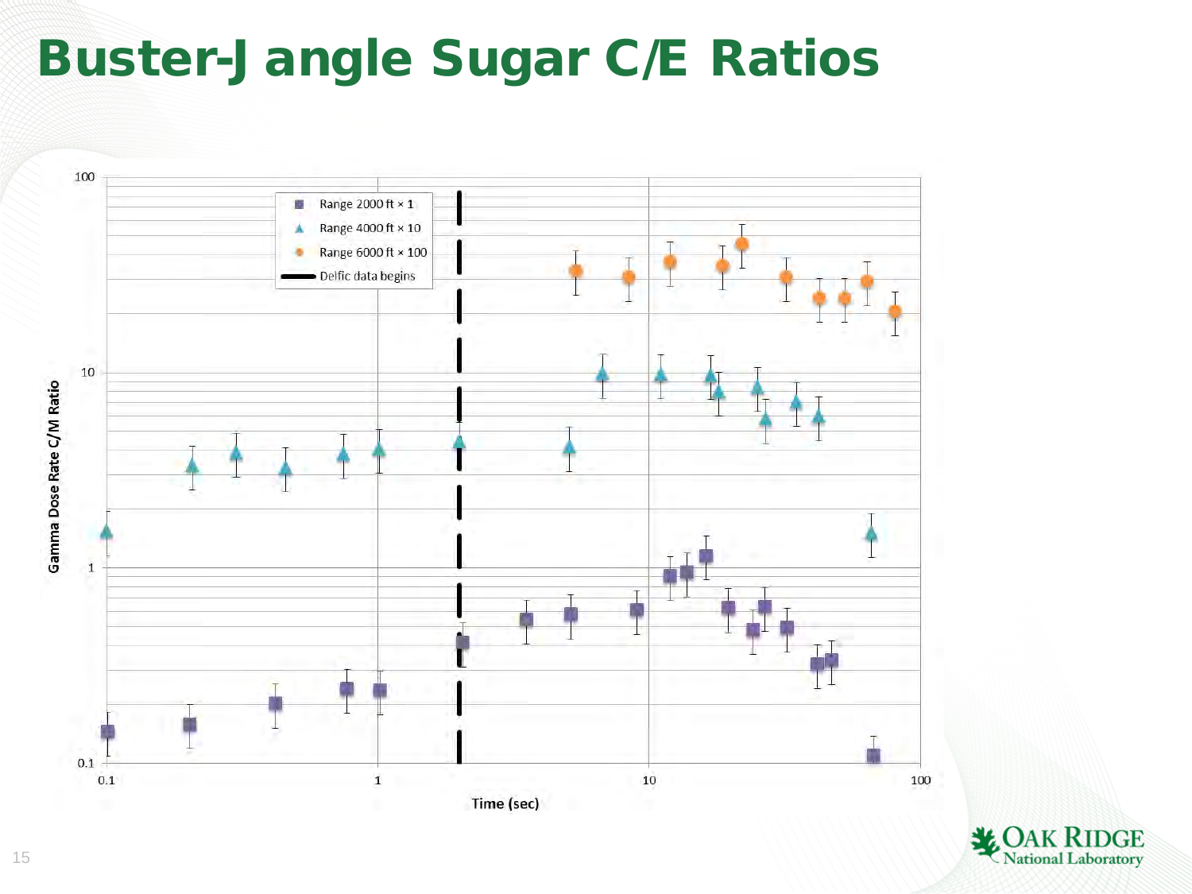# Buster-Jangle Sugar C/E Ratios

Gamma Dose Rate C/M Ratio

- Range 2000 ft × 1
- Range 4000 ft × 10
- Range 6000 ft × 100
- Delfic data begins

Time (sec)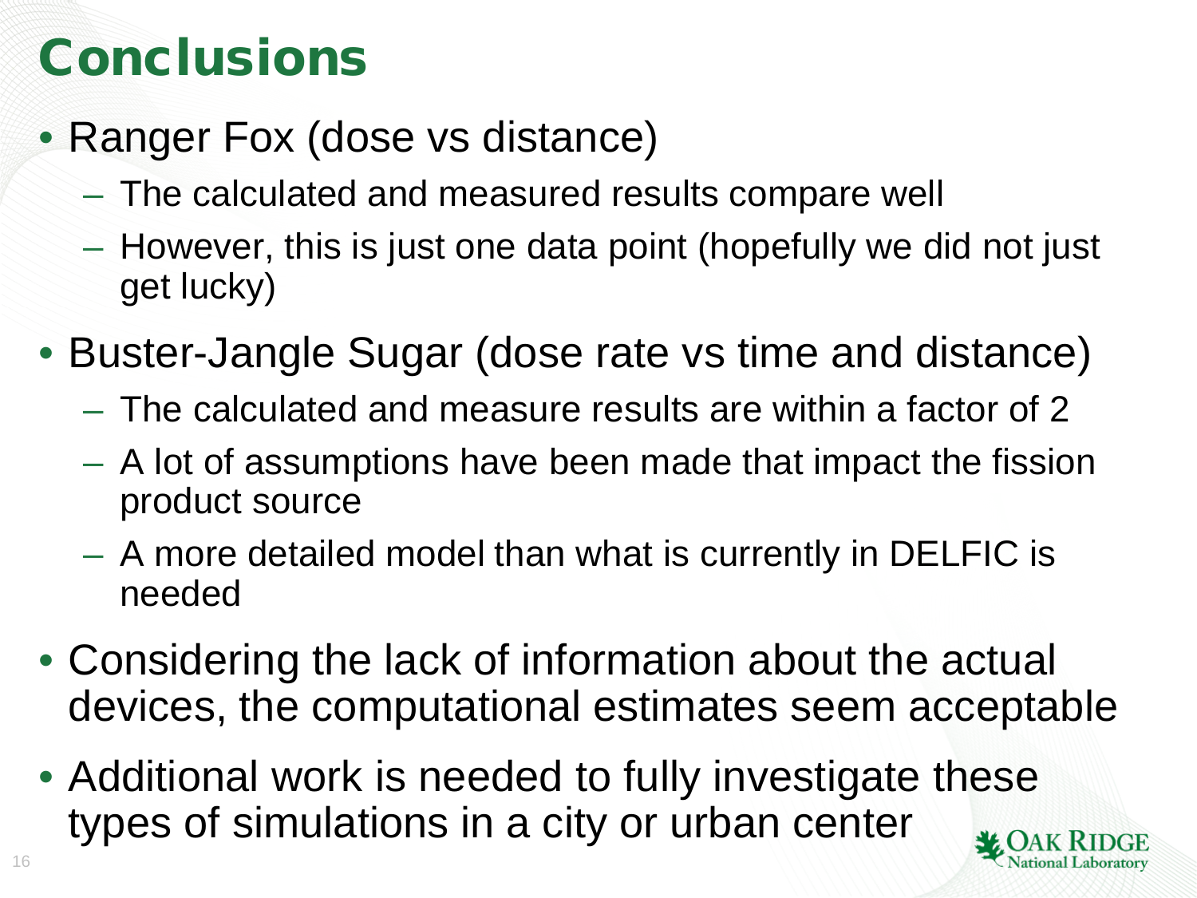# Conclusions

- Ranger Fox (dose vs distance)
  - The calculated and measured results compare well
  - However, this is just one data point (hopefully we did not just get lucky)
- Buster-Jangle Sugar (dose rate vs time and distance)
  - The calculated and measure results are within a factor of 2
  - A lot of assumptions have been made that impact the fission product source
  - A more detailed model than what is currently in DELFIC is needed
- Considering the lack of information about the actual devices, the computational estimates seem acceptable
- Additional work is needed to fully investigate these types of simulations in a city or urban center